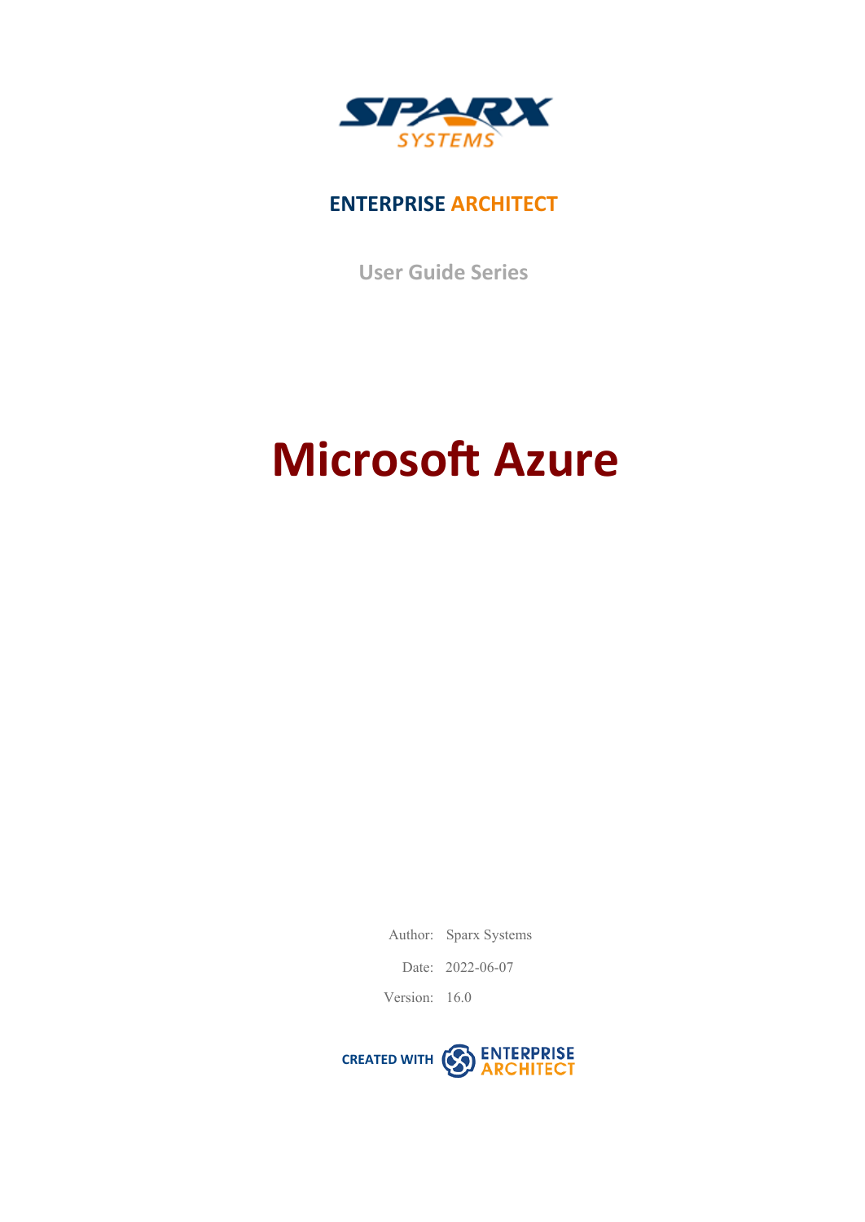**ENTERPRISE ARCHITECT**

User Guide Series

# Microsoft Azure

Author: Sparx Systems

Date: 2022-06-07

Version: 16.0

CREATED WITH ENTERPRISE ARCHITECT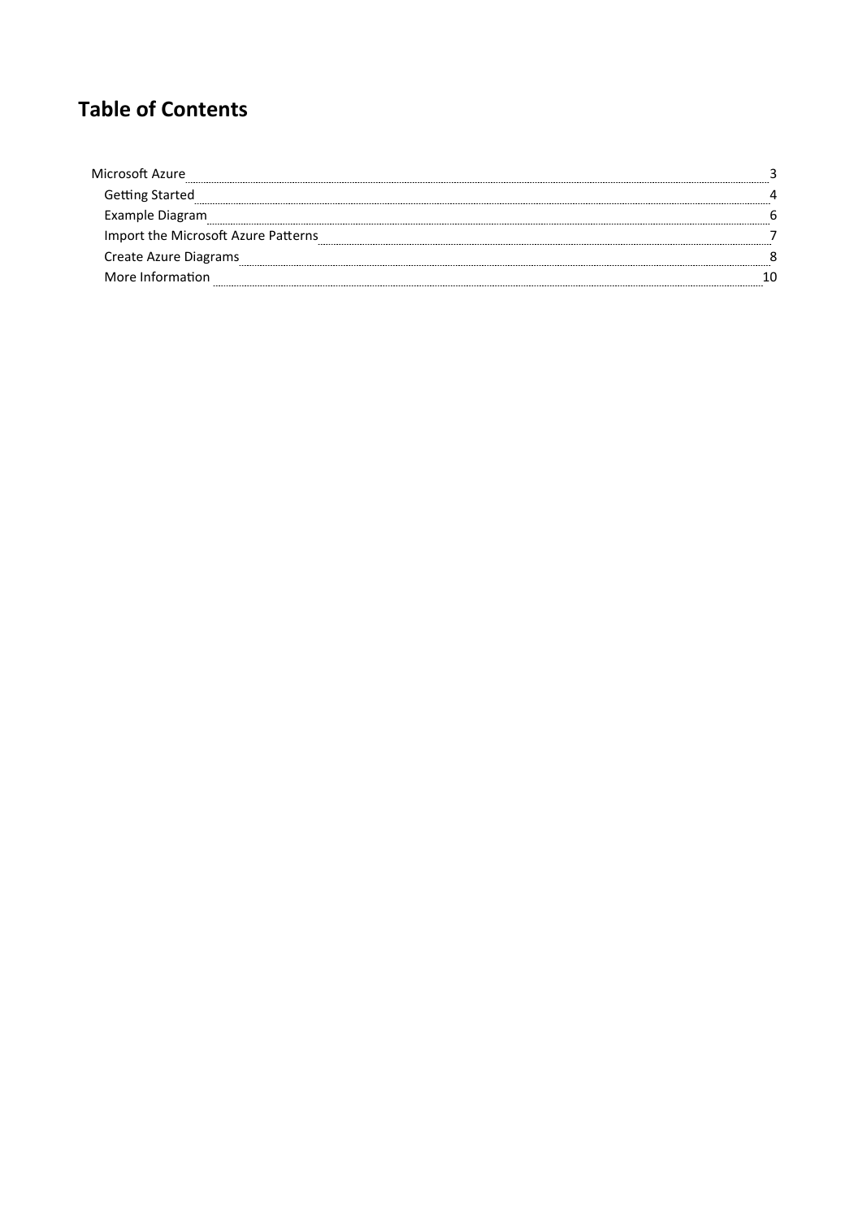# Table of Contents

- Microsoft Azure ..... 3
  - Getting Started ..... 4
  - Example Diagram ..... 6
  - Import the Microsoft Azure Patterns ..... 7
  - Create Azure Diagrams ..... 8
  - More Information ..... 10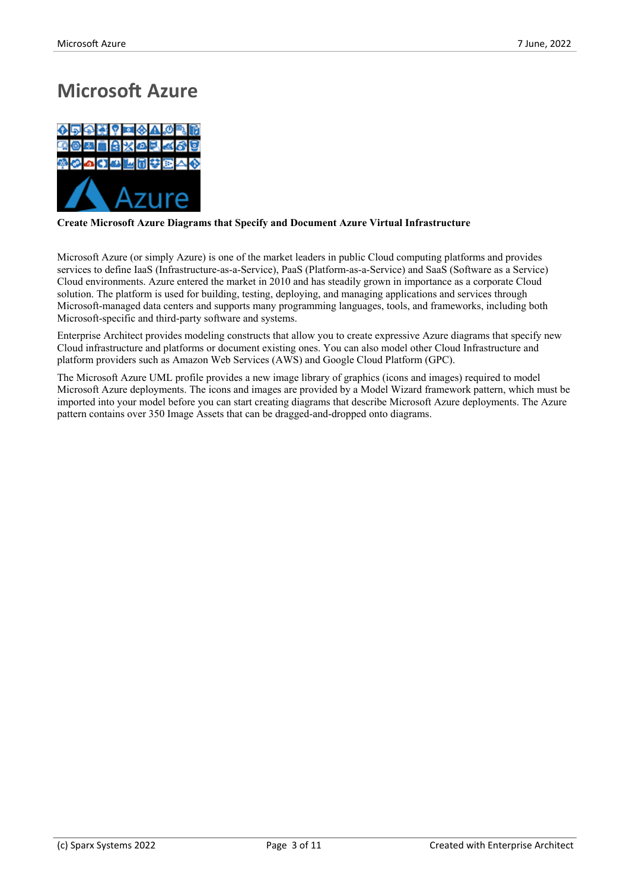# Microsoft Azure

**Create Microsoft Azure Diagrams that Specify and Document Azure Virtual Infrastructure**

Microsoft Azure (or simply Azure) is one of the market leaders in public Cloud computing platforms and provides services to define IaaS (Infrastructure-as-a-Service), PaaS (Platform-as-a-Service) and SaaS (Software as a Service) Cloud environments. Azure entered the market in 2010 and has steadily grown in importance as a corporate Cloud solution. The platform is used for building, testing, deploying, and managing applications and services through Microsoft-managed data centers and supports many programming languages, tools, and frameworks, including both Microsoft-specific and third-party software and systems.

Enterprise Architect provides modeling constructs that allow you to create expressive Azure diagrams that specify new Cloud infrastructure and platforms or document existing ones. You can also model other Cloud Infrastructure and platform providers such as Amazon Web Services (AWS) and Google Cloud Platform (GPC).

The Microsoft Azure UML profile provides a new image library of graphics (icons and images) required to model Microsoft Azure deployments. The icons and images are provided by a Model Wizard framework pattern, which must be imported into your model before you can start creating diagrams that describe Microsoft Azure deployments. The Azure pattern contains over 350 Image Assets that can be dragged-and-dropped onto diagrams.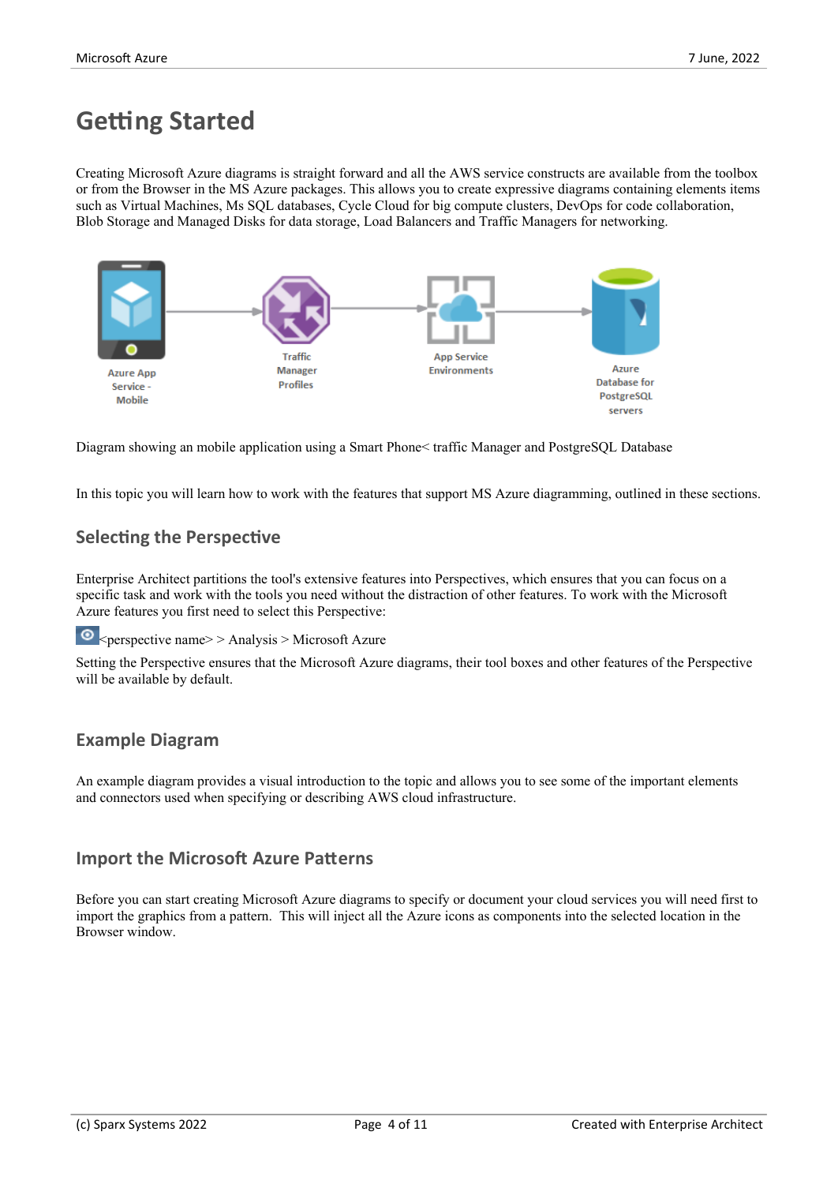# Getting Started

Creating Microsoft Azure diagrams is straight forward and all the AWS service constructs are available from the toolbox or from the Browser in the MS Azure packages. This allows you to create expressive diagrams containing elements items such as Virtual Machines, Ms SQL databases, Cycle Cloud for big compute clusters, DevOps for code collaboration, Blob Storage and Managed Disks for data storage, Load Balancers and Traffic Managers for networking.

Azure App Service - Mobile

Traffic Manager Profiles

App Service Environments

Azure Database for PostgreSQL servers

Diagram showing an mobile application using a Smart Phone< traffic Manager and PostgreSQL Database

In this topic you will learn how to work with the features that support MS Azure diagramming, outlined in these sections.

## Selecting the Perspective

Enterprise Architect partitions the tool's extensive features into Perspectives, which ensures that you can focus on a specific task and work with the tools you need without the distraction of other features. To work with the Microsoft Azure features you first need to select this Perspective:

<perspective name> > Analysis > Microsoft Azure

Setting the Perspective ensures that the Microsoft Azure diagrams, their tool boxes and other features of the Perspective will be available by default.

## Example Diagram

An example diagram provides a visual introduction to the topic and allows you to see some of the important elements and connectors used when specifying or describing AWS cloud infrastructure.

## Import the Microsoft Azure Patterns

Before you can start creating Microsoft Azure diagrams to specify or document your cloud services you will need first to import the graphics from a pattern.  This will inject all the Azure icons as components into the selected location in the Browser window.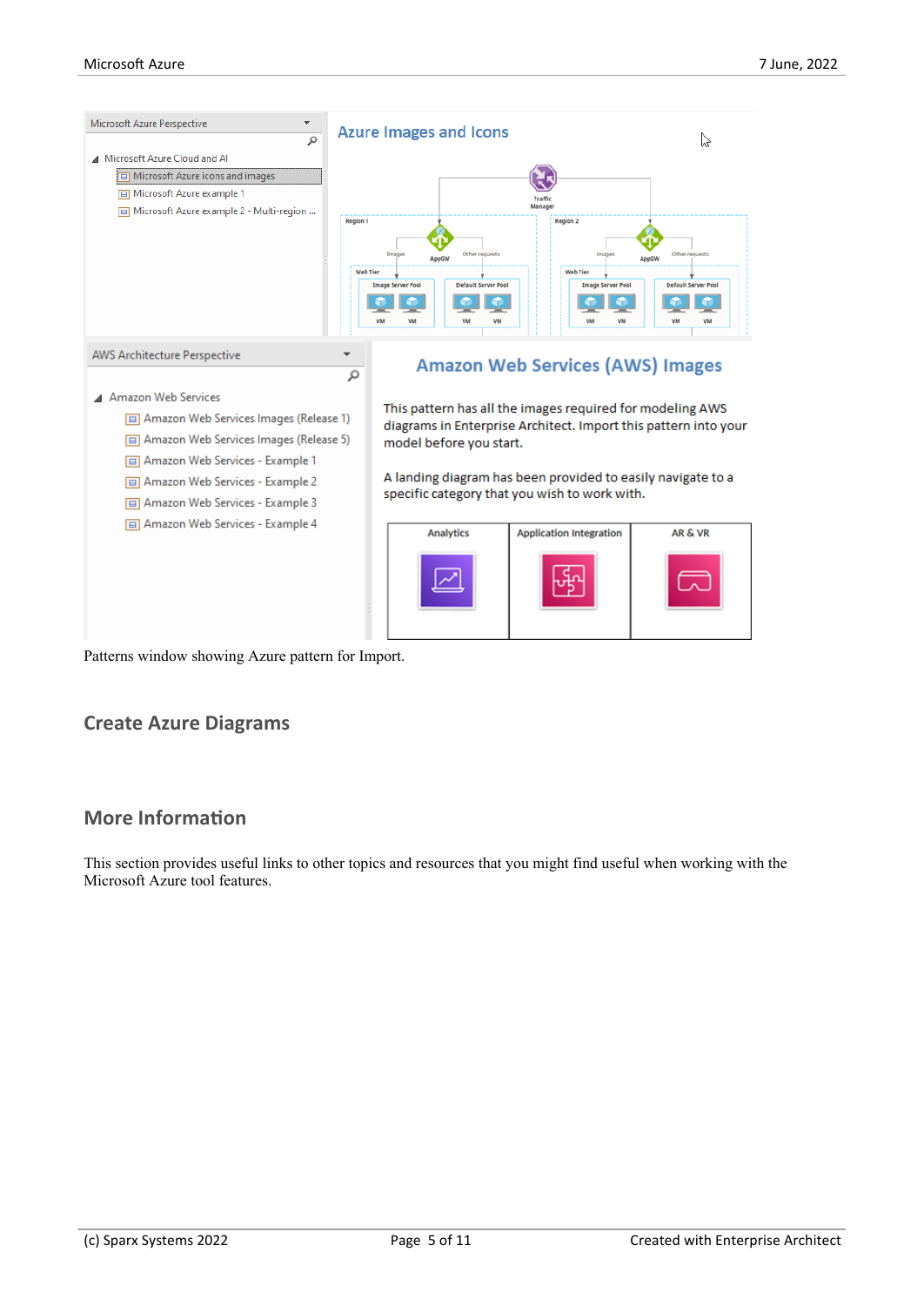Patterns window showing Azure pattern for Import.

## Create Azure Diagrams

## More Information

This section provides useful links to other topics and resources that you might find useful when working with the Microsoft Azure tool features.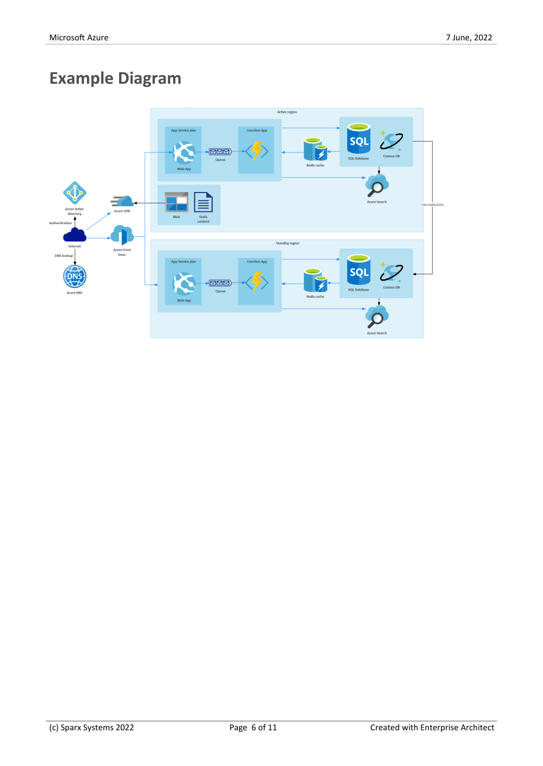# Example Diagram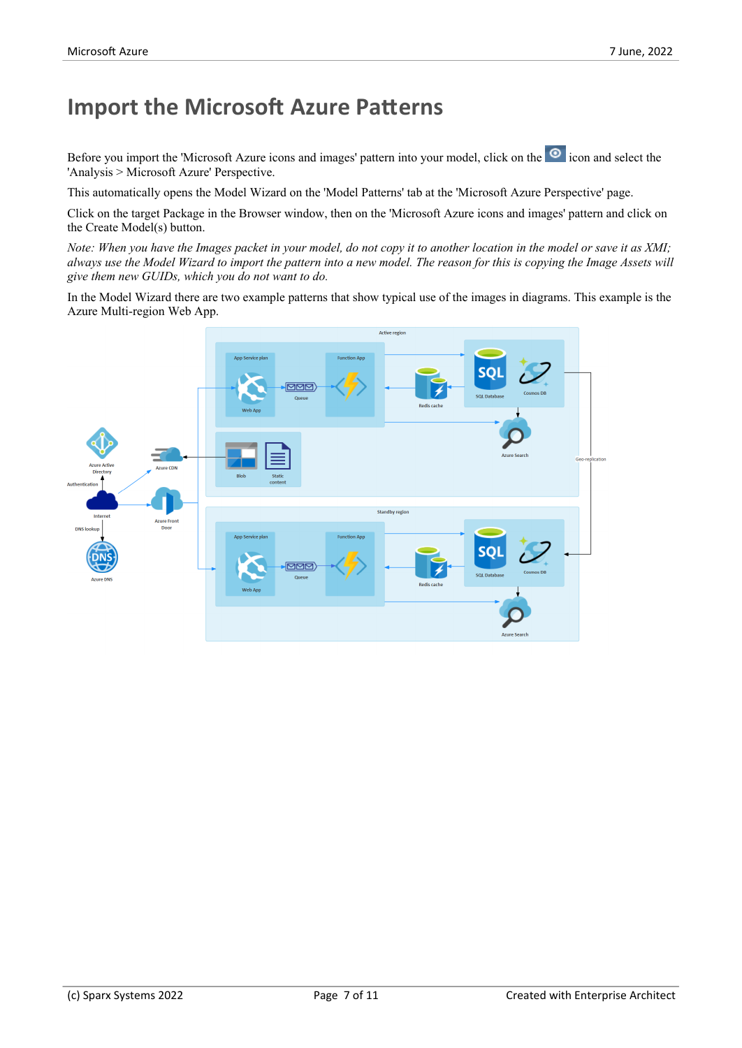# Import the Microsoft Azure Patterns

Before you import the 'Microsoft Azure icons and images' pattern into your model, click on the icon and select the 'Analysis > Microsoft Azure' Perspective.

This automatically opens the Model Wizard on the 'Model Patterns' tab at the 'Microsoft Azure Perspective' page.

Click on the target Package in the Browser window, then on the 'Microsoft Azure icons and images' pattern and click on the Create Model(s) button.

*Note: When you have the Images packet in your model, do not copy it to another location in the model or save it as XMI; always use the Model Wizard to import the pattern into a new model. The reason for this is copying the Image Assets will give them new GUIDs, which you do not want to do.*

In the Model Wizard there are two example patterns that show typical use of the images in diagrams. This example is the Azure Multi-region Web App.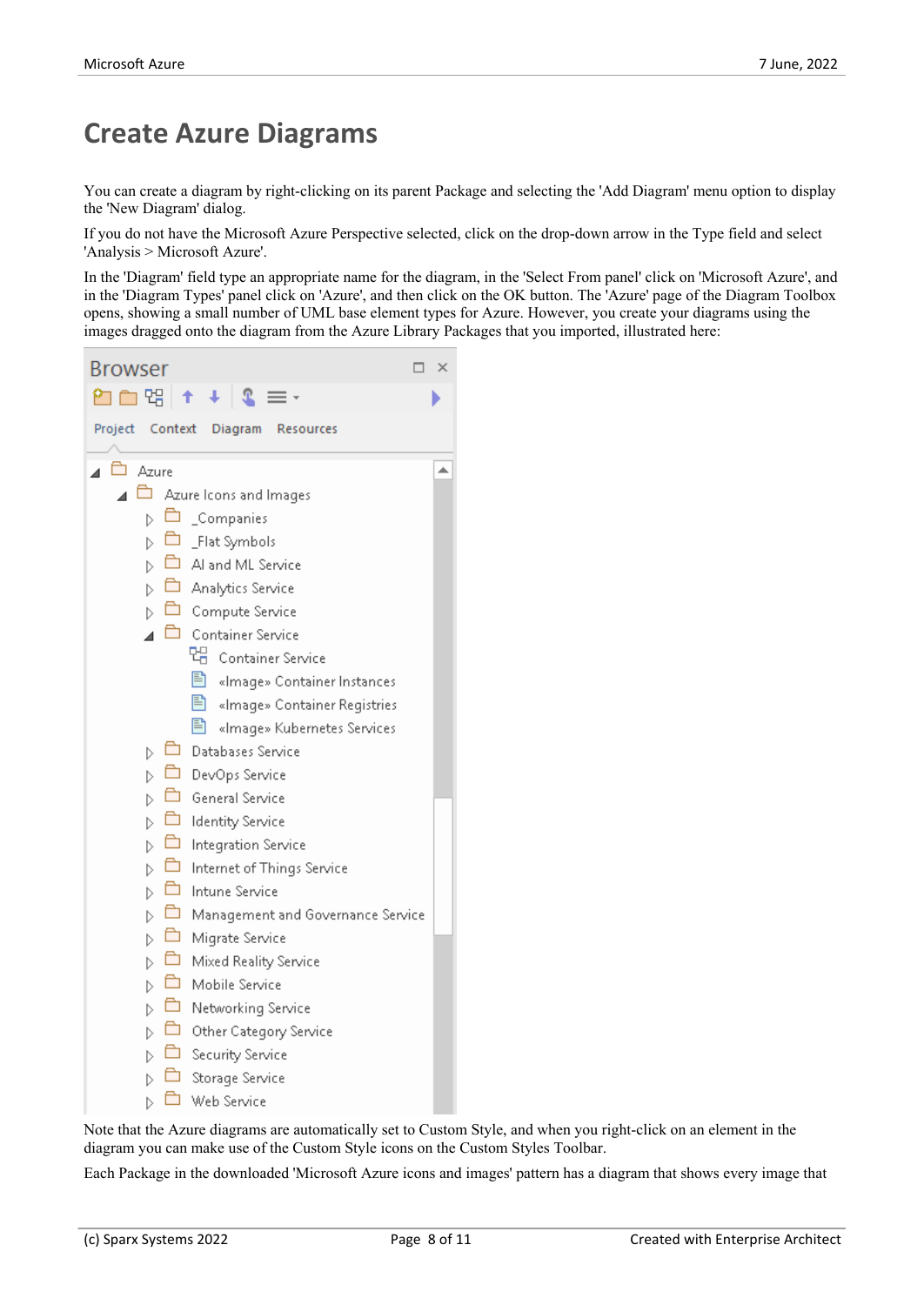# Create Azure Diagrams

You can create a diagram by right-clicking on its parent Package and selecting the 'Add Diagram' menu option to display the 'New Diagram' dialog.

If you do not have the Microsoft Azure Perspective selected, click on the drop-down arrow in the Type field and select 'Analysis > Microsoft Azure'.

In the 'Diagram' field type an appropriate name for the diagram, in the 'Select From panel' click on 'Microsoft Azure', and in the 'Diagram Types' panel click on 'Azure', and then click on the OK button. The 'Azure' page of the Diagram Toolbox opens, showing a small number of UML base element types for Azure. However, you create your diagrams using the images dragged onto the diagram from the Azure Library Packages that you imported, illustrated here:

Note that the Azure diagrams are automatically set to Custom Style, and when you right-click on an element in the diagram you can make use of the Custom Style icons on the Custom Styles Toolbar.

Each Package in the downloaded 'Microsoft Azure icons and images' pattern has a diagram that shows every image that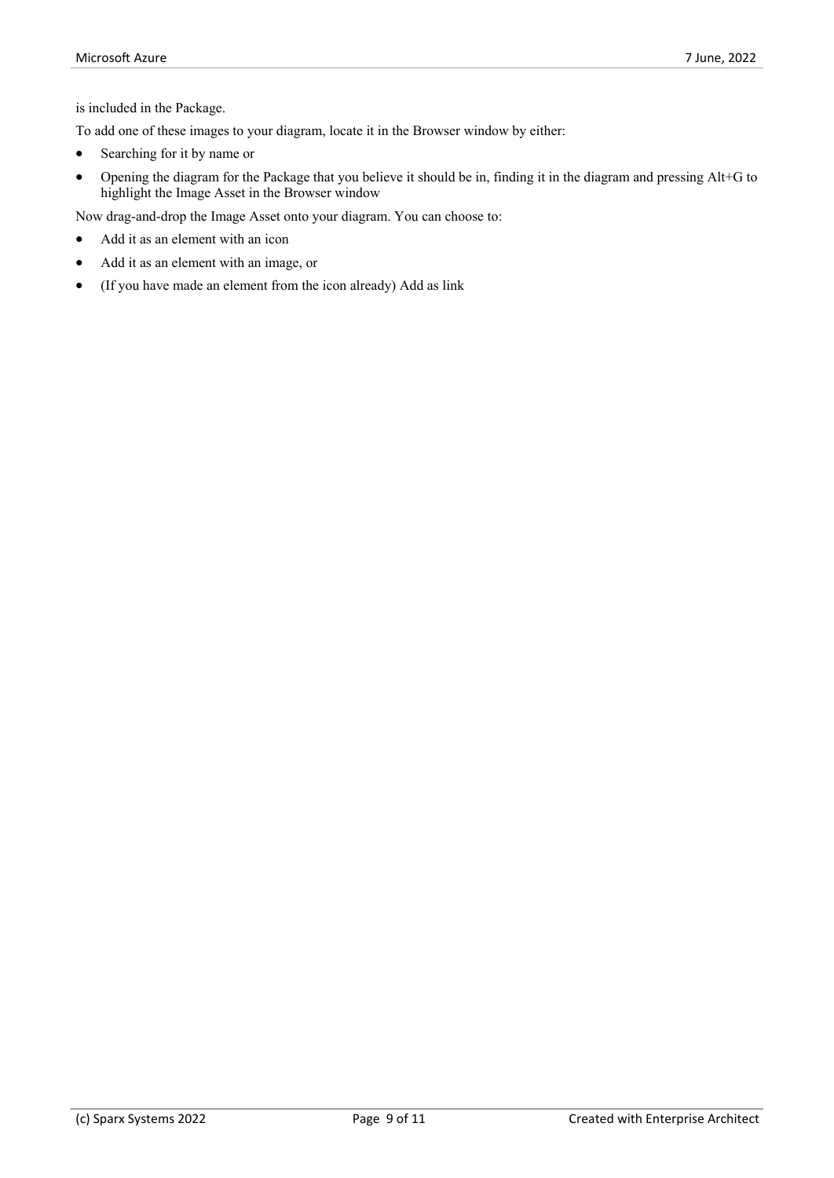is included in the Package.

To add one of these images to your diagram, locate it in the Browser window by either:

- Searching for it by name or
- Opening the diagram for the Package that you believe it should be in, finding it in the diagram and pressing Alt+G to highlight the Image Asset in the Browser window

Now drag-and-drop the Image Asset onto your diagram. You can choose to:

- Add it as an element with an icon
- Add it as an element with an image, or
- (If you have made an element from the icon already) Add as link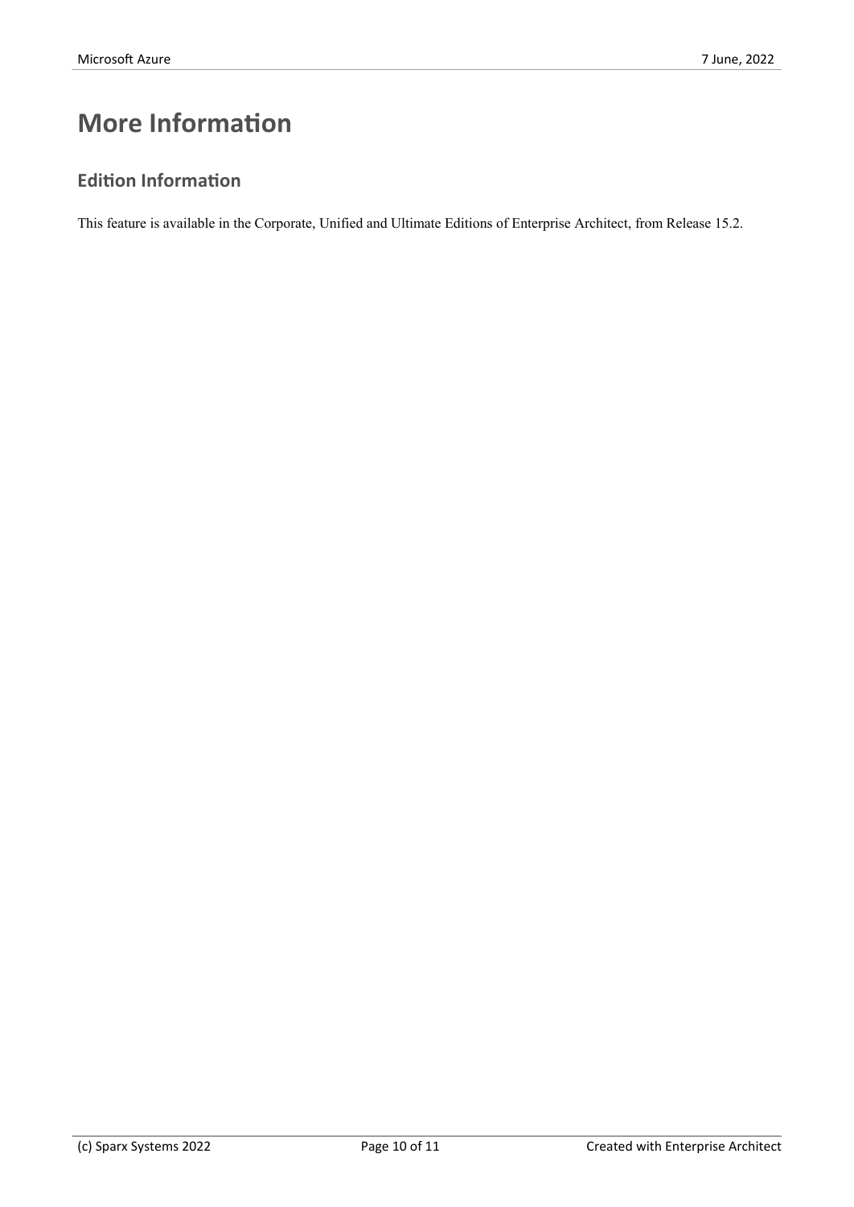# More Information

## Edition Information

This feature is available in the Corporate, Unified and Ultimate Editions of Enterprise Architect, from Release 15.2.